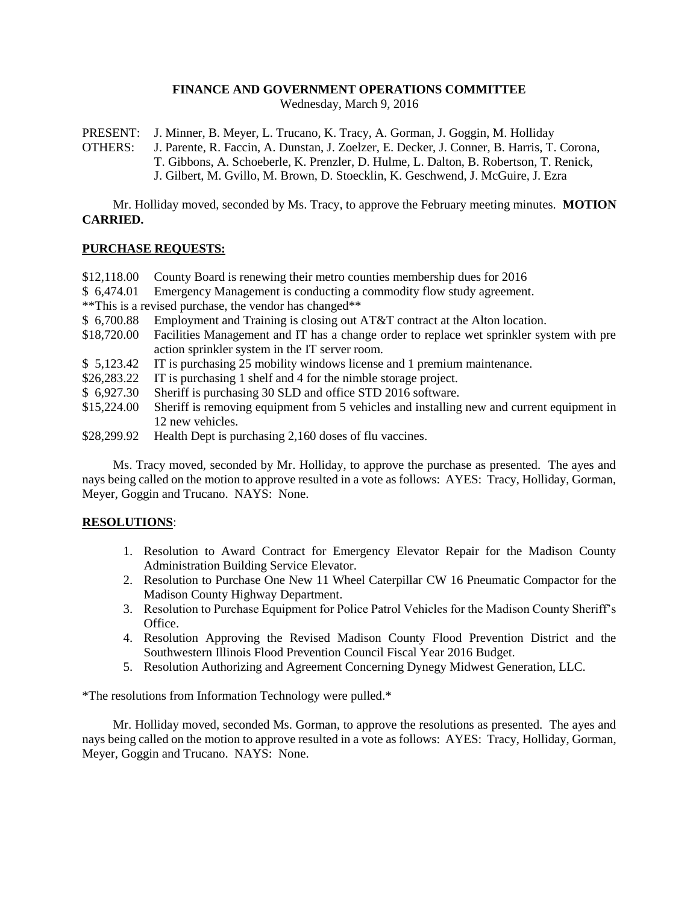# FINANCE AND GOVERNMENT OPERATIONS COMMITTEE

Wednesday, March 9, 2016

PRESENT: J. Minner, B. Meyer, L. Trucano, K. Tracy, A. Gorman, J. Goggin, M. Holliday

OTHERS: J. Parente, R. Faccin, A. Dunstan, J. Zoelzer, E. Decker, J. Conner, B. Harris, T. Corona, T. Gibbons, A. Schoeberle, K. Prenzler, D. Hulme, L. Dalton, B. Robertson, T. Renick, J. Gilbert, M. Gvillo, M. Brown, D. Stoecklin, K. Geschwend, J. McGuire, J. Ezra

Mr. Holliday moved, seconded by Ms. Tracy, to approve the February meeting minutes. **MOTION CARRIED.**

## PURCHASE REQUESTS:

$12,118.00 County Board is renewing their metro counties membership dues for 2016

$ 6,474.01 Emergency Management is conducting a commodity flow study agreement.

**This is a revised purchase, the vendor has changed**

$ 6,700.88 Employment and Training is closing out AT&T contract at the Alton location.

$18,720.00 Facilities Management and IT has a change order to replace wet sprinkler system with pre action sprinkler system in the IT server room.

$ 5,123.42 IT is purchasing 25 mobility windows license and 1 premium maintenance.

$26,283.22 IT is purchasing 1 shelf and 4 for the nimble storage project.

$ 6,927.30 Sheriff is purchasing 30 SLD and office STD 2016 software.

$15,224.00 Sheriff is removing equipment from 5 vehicles and installing new and current equipment in 12 new vehicles.

$28,299.92 Health Dept is purchasing 2,160 doses of flu vaccines.

Ms. Tracy moved, seconded by Mr. Holliday, to approve the purchase as presented. The ayes and nays being called on the motion to approve resulted in a vote as follows: AYES: Tracy, Holliday, Gorman, Meyer, Goggin and Trucano. NAYS: None.

## RESOLUTIONS:

1. Resolution to Award Contract for Emergency Elevator Repair for the Madison County Administration Building Service Elevator.
2. Resolution to Purchase One New 11 Wheel Caterpillar CW 16 Pneumatic Compactor for the Madison County Highway Department.
3. Resolution to Purchase Equipment for Police Patrol Vehicles for the Madison County Sheriff's Office.
4. Resolution Approving the Revised Madison County Flood Prevention District and the Southwestern Illinois Flood Prevention Council Fiscal Year 2016 Budget.
5. Resolution Authorizing and Agreement Concerning Dynegy Midwest Generation, LLC.

*The resolutions from Information Technology were pulled.*

Mr. Holliday moved, seconded Ms. Gorman, to approve the resolutions as presented. The ayes and nays being called on the motion to approve resulted in a vote as follows: AYES: Tracy, Holliday, Gorman, Meyer, Goggin and Trucano. NAYS: None.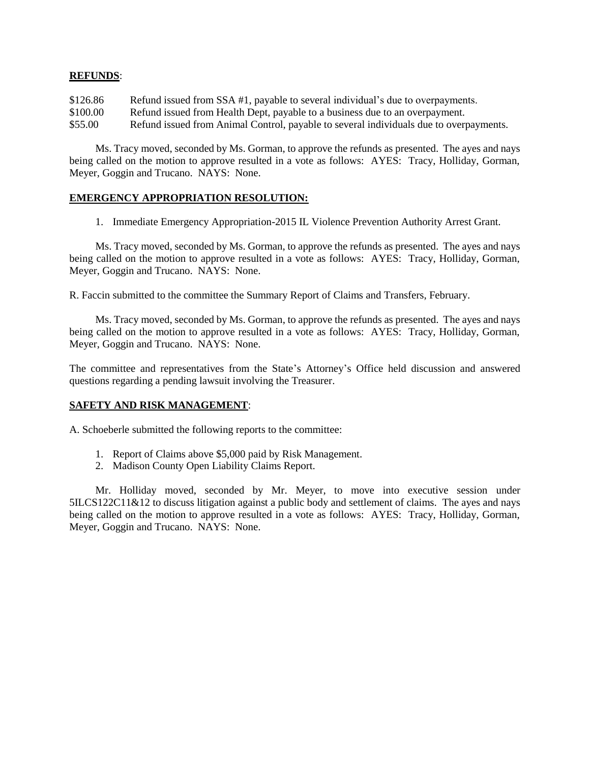**REFUNDS**:

$126.86 Refund issued from SSA #1, payable to several individual's due to overpayments.
$100.00 Refund issued from Health Dept, payable to a business due to an overpayment.
$55.00 Refund issued from Animal Control, payable to several individuals due to overpayments.

Ms. Tracy moved, seconded by Ms. Gorman, to approve the refunds as presented. The ayes and nays being called on the motion to approve resulted in a vote as follows: AYES: Tracy, Holliday, Gorman, Meyer, Goggin and Trucano. NAYS: None.

**EMERGENCY APPROPRIATION RESOLUTION:**

1. Immediate Emergency Appropriation-2015 IL Violence Prevention Authority Arrest Grant.

Ms. Tracy moved, seconded by Ms. Gorman, to approve the refunds as presented. The ayes and nays being called on the motion to approve resulted in a vote as follows: AYES: Tracy, Holliday, Gorman, Meyer, Goggin and Trucano. NAYS: None.

R. Faccin submitted to the committee the Summary Report of Claims and Transfers, February.

Ms. Tracy moved, seconded by Ms. Gorman, to approve the refunds as presented. The ayes and nays being called on the motion to approve resulted in a vote as follows: AYES: Tracy, Holliday, Gorman, Meyer, Goggin and Trucano. NAYS: None.

The committee and representatives from the State's Attorney's Office held discussion and answered questions regarding a pending lawsuit involving the Treasurer.

**SAFETY AND RISK MANAGEMENT**:

A. Schoeberle submitted the following reports to the committee:

1. Report of Claims above $5,000 paid by Risk Management.
2. Madison County Open Liability Claims Report.

Mr. Holliday moved, seconded by Mr. Meyer, to move into executive session under 5ILCS122C11&12 to discuss litigation against a public body and settlement of claims. The ayes and nays being called on the motion to approve resulted in a vote as follows: AYES: Tracy, Holliday, Gorman, Meyer, Goggin and Trucano. NAYS: None.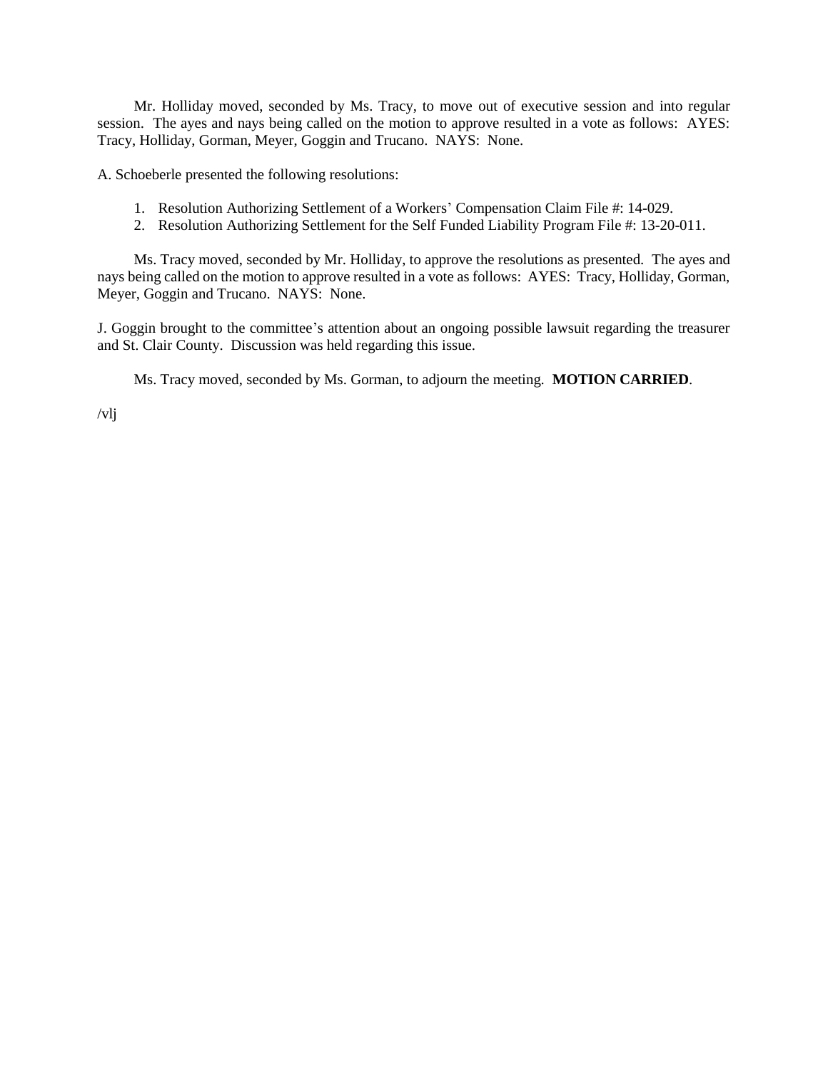Mr. Holliday moved, seconded by Ms. Tracy, to move out of executive session and into regular session. The ayes and nays being called on the motion to approve resulted in a vote as follows: AYES: Tracy, Holliday, Gorman, Meyer, Goggin and Trucano. NAYS: None.

A. Schoeberle presented the following resolutions:

1. Resolution Authorizing Settlement of a Workers' Compensation Claim File #: 14-029.
2. Resolution Authorizing Settlement for the Self Funded Liability Program File #: 13-20-011.

Ms. Tracy moved, seconded by Mr. Holliday, to approve the resolutions as presented. The ayes and nays being called on the motion to approve resulted in a vote as follows: AYES: Tracy, Holliday, Gorman, Meyer, Goggin and Trucano. NAYS: None.

J. Goggin brought to the committee's attention about an ongoing possible lawsuit regarding the treasurer and St. Clair County. Discussion was held regarding this issue.

Ms. Tracy moved, seconded by Ms. Gorman, to adjourn the meeting. **MOTION CARRIED**.

/vlj